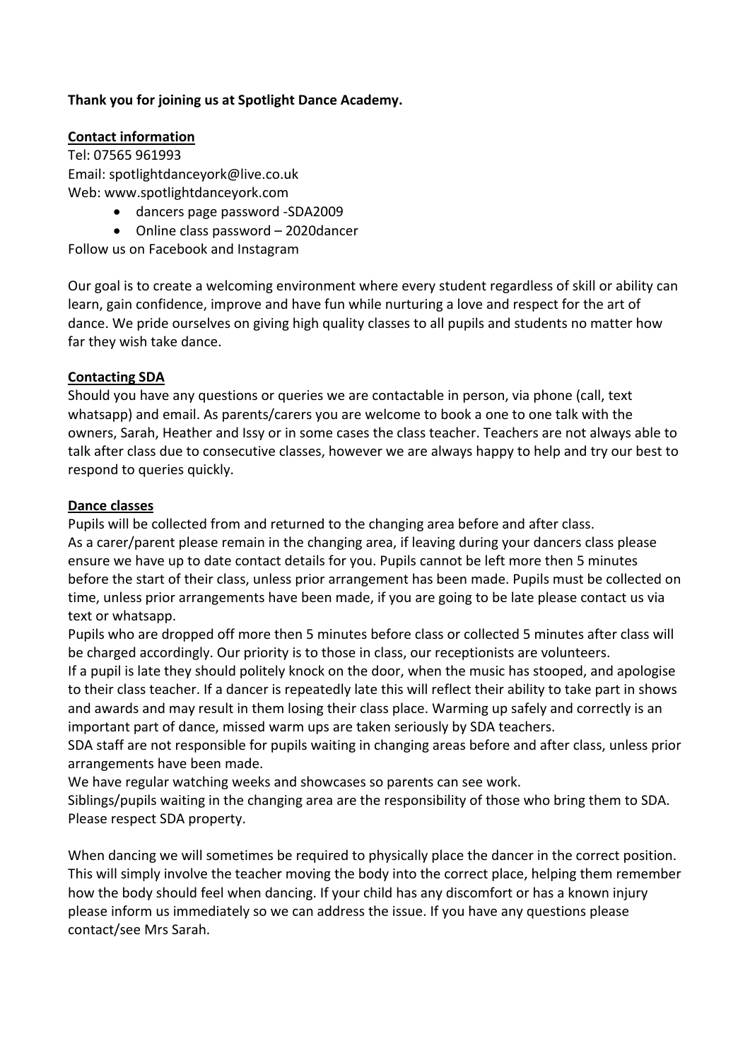**Thank you for joining us at Spotlight Dance Academy.**

**Contact information**

Tel: 07565 961993
Email: spotlightdanceyork@live.co.uk
Web: www.spotlightdanceyork.com

- dancers page password -SDA2009
- Online class password – 2020dancer

Follow us on Facebook and Instagram

Our goal is to create a welcoming environment where every student regardless of skill or ability can learn, gain confidence, improve and have fun while nurturing a love and respect for the art of dance. We pride ourselves on giving high quality classes to all pupils and students no matter how far they wish take dance.

**Contacting SDA**

Should you have any questions or queries we are contactable in person, via phone (call, text whatsapp) and email. As parents/carers you are welcome to book a one to one talk with the owners, Sarah, Heather and Issy or in some cases the class teacher. Teachers are not always able to talk after class due to consecutive classes, however we are always happy to help and try our best to respond to queries quickly.

**Dance classes**

Pupils will be collected from and returned to the changing area before and after class.
As a carer/parent please remain in the changing area, if leaving during your dancers class please ensure we have up to date contact details for you. Pupils cannot be left more then 5 minutes before the start of their class, unless prior arrangement has been made. Pupils must be collected on time, unless prior arrangements have been made, if you are going to be late please contact us via text or whatsapp.
Pupils who are dropped off more then 5 minutes before class or collected 5 minutes after class will be charged accordingly. Our priority is to those in class, our receptionists are volunteers.
If a pupil is late they should politely knock on the door, when the music has stooped, and apologise to their class teacher. If a dancer is repeatedly late this will reflect their ability to take part in shows and awards and may result in them losing their class place. Warming up safely and correctly is an important part of dance, missed warm ups are taken seriously by SDA teachers.
SDA staff are not responsible for pupils waiting in changing areas before and after class, unless prior arrangements have been made.
We have regular watching weeks and showcases so parents can see work.
Siblings/pupils waiting in the changing area are the responsibility of those who bring them to SDA.
Please respect SDA property.

When dancing we will sometimes be required to physically place the dancer in the correct position. This will simply involve the teacher moving the body into the correct place, helping them remember how the body should feel when dancing. If your child has any discomfort or has a known injury please inform us immediately so we can address the issue. If you have any questions please contact/see Mrs Sarah.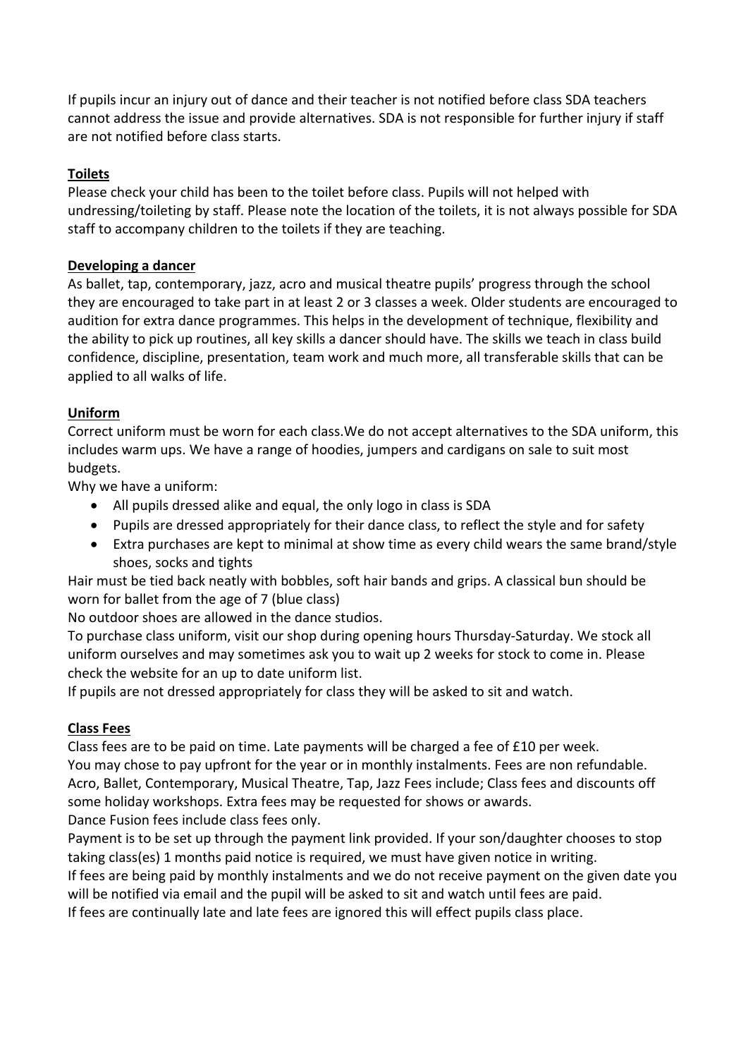If pupils incur an injury out of dance and their teacher is not notified before class SDA teachers cannot address the issue and provide alternatives. SDA is not responsible for further injury if staff are not notified before class starts.

**Toilets**

Please check your child has been to the toilet before class. Pupils will not helped with undressing/toileting by staff. Please note the location of the toilets, it is not always possible for SDA staff to accompany children to the toilets if they are teaching.

**Developing a dancer**

As ballet, tap, contemporary, jazz, acro and musical theatre pupils' progress through the school they are encouraged to take part in at least 2 or 3 classes a week. Older students are encouraged to audition for extra dance programmes. This helps in the development of technique, flexibility and the ability to pick up routines, all key skills a dancer should have. The skills we teach in class build confidence, discipline, presentation, team work and much more, all transferable skills that can be applied to all walks of life.

**Uniform**

Correct uniform must be worn for each class.We do not accept alternatives to the SDA uniform, this includes warm ups. We have a range of hoodies, jumpers and cardigans on sale to suit most budgets.

Why we have a uniform:

- All pupils dressed alike and equal, the only logo in class is SDA
- Pupils are dressed appropriately for their dance class, to reflect the style and for safety
- Extra purchases are kept to minimal at show time as every child wears the same brand/style shoes, socks and tights

Hair must be tied back neatly with bobbles, soft hair bands and grips. A classical bun should be worn for ballet from the age of 7 (blue class)

No outdoor shoes are allowed in the dance studios.

To purchase class uniform, visit our shop during opening hours Thursday-Saturday. We stock all uniform ourselves and may sometimes ask you to wait up 2 weeks for stock to come in. Please check the website for an up to date uniform list.

If pupils are not dressed appropriately for class they will be asked to sit and watch.

**Class Fees**

Class fees are to be paid on time. Late payments will be charged a fee of £10 per week.

You may chose to pay upfront for the year or in monthly instalments. Fees are non refundable.

Acro, Ballet, Contemporary, Musical Theatre, Tap, Jazz Fees include; Class fees and discounts off some holiday workshops. Extra fees may be requested for shows or awards.

Dance Fusion fees include class fees only.

Payment is to be set up through the payment link provided. If your son/daughter chooses to stop taking class(es) 1 months paid notice is required, we must have given notice in writing.

If fees are being paid by monthly instalments and we do not receive payment on the given date you will be notified via email and the pupil will be asked to sit and watch until fees are paid.

If fees are continually late and late fees are ignored this will effect pupils class place.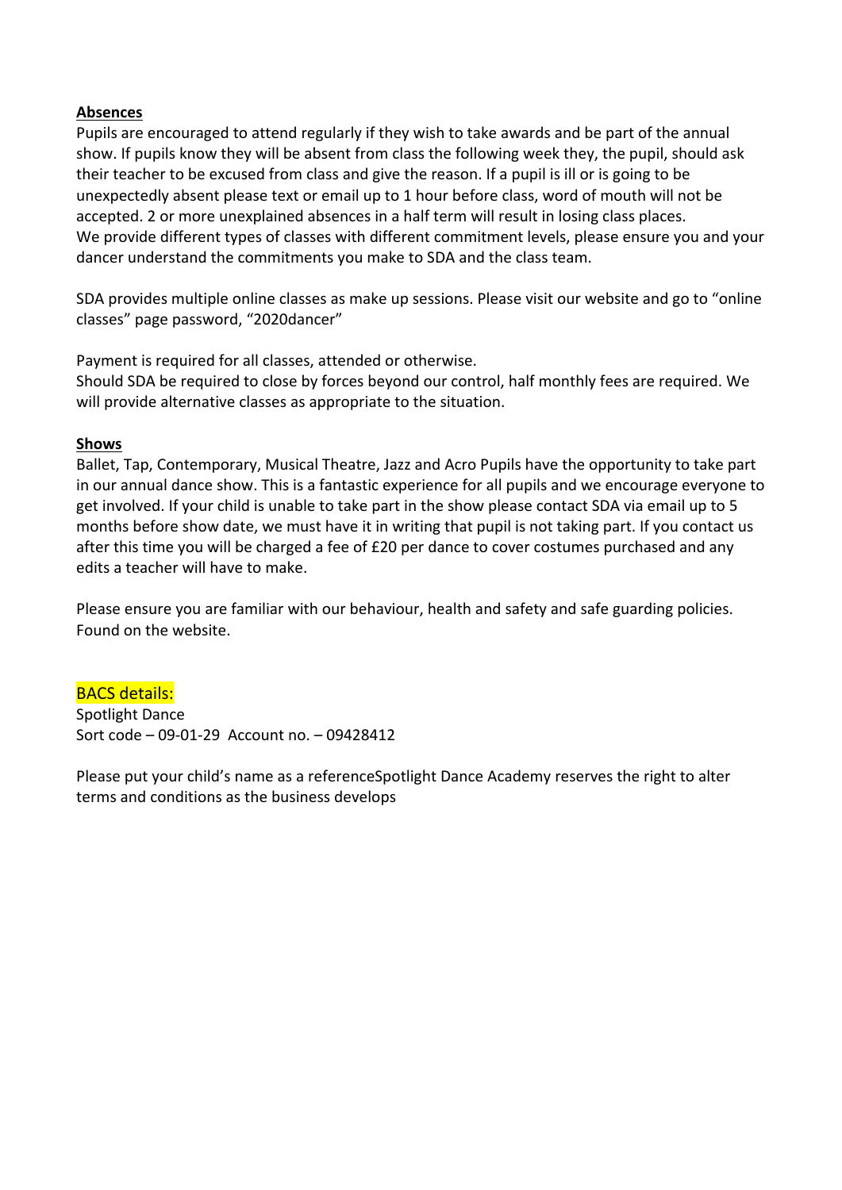**Absences**

Pupils are encouraged to attend regularly if they wish to take awards and be part of the annual show. If pupils know they will be absent from class the following week they, the pupil, should ask their teacher to be excused from class and give the reason. If a pupil is ill or is going to be unexpectedly absent please text or email up to 1 hour before class, word of mouth will not be accepted. 2 or more unexplained absences in a half term will result in losing class places. We provide different types of classes with different commitment levels, please ensure you and your dancer understand the commitments you make to SDA and the class team.

SDA provides multiple online classes as make up sessions. Please visit our website and go to "online classes" page password, "2020dancer"

Payment is required for all classes, attended or otherwise.
Should SDA be required to close by forces beyond our control, half monthly fees are required. We will provide alternative classes as appropriate to the situation.

**Shows**

Ballet, Tap, Contemporary, Musical Theatre, Jazz and Acro Pupils have the opportunity to take part in our annual dance show. This is a fantastic experience for all pupils and we encourage everyone to get involved. If your child is unable to take part in the show please contact SDA via email up to 5 months before show date, we must have it in writing that pupil is not taking part. If you contact us after this time you will be charged a fee of £20 per dance to cover costumes purchased and any edits a teacher will have to make.

Please ensure you are familiar with our behaviour, health and safety and safe guarding policies. Found on the website.

BACS details:
Spotlight Dance
Sort code – 09-01-29  Account no. – 09428412

Please put your child's name as a referenceSpotlight Dance Academy reserves the right to alter terms and conditions as the business develops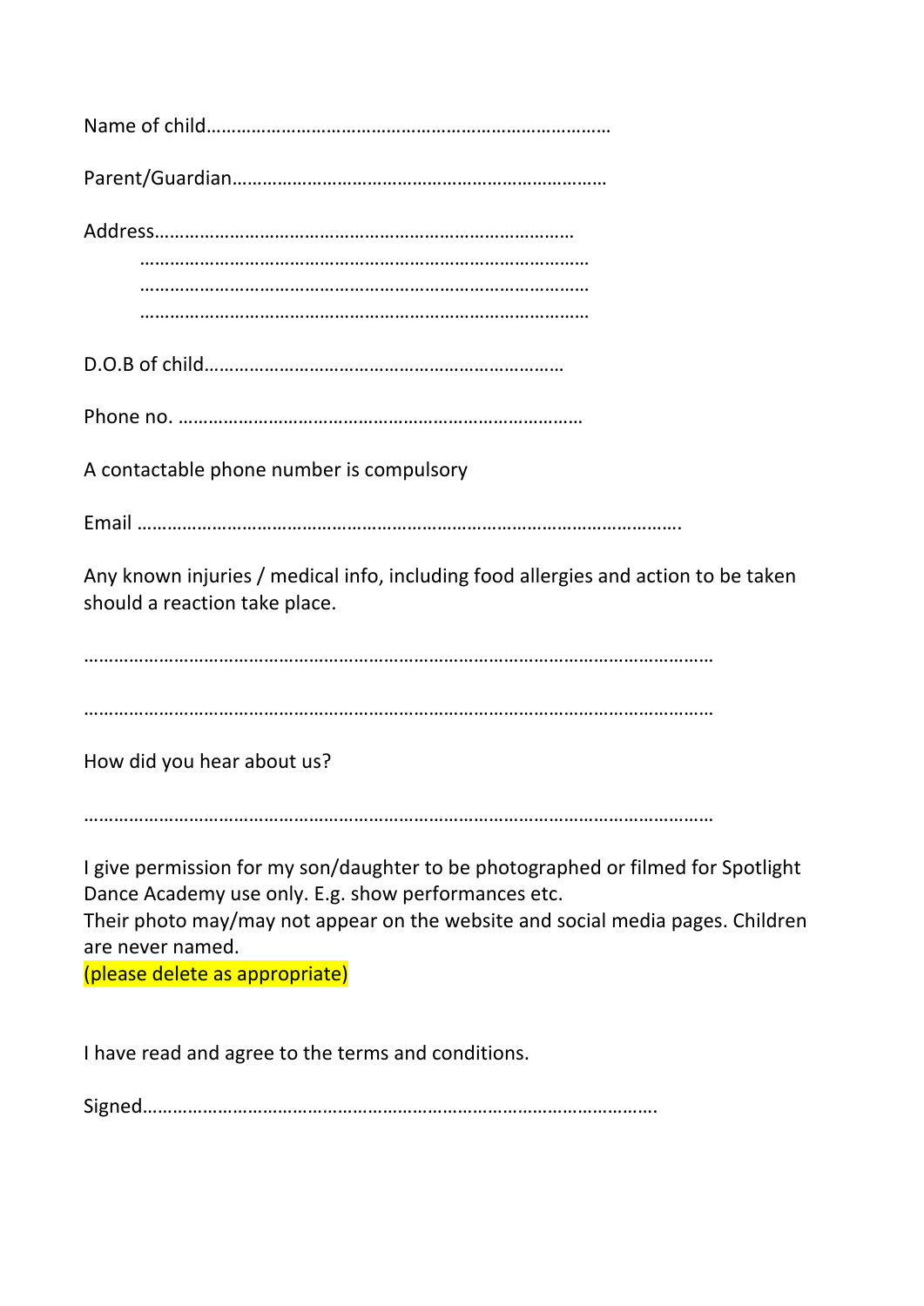Name of child………………………………………………………………………

Parent/Guardian…………………………………………………………………

Address…………………………………………………………………………

…………………………………………………………………………………
…………………………………………………………………………………
…………………………………………………………………………………

D.O.B of child………………………………………………………………

Phone no. ………………………………………………………………………

A contactable phone number is compulsory

Email ……………………………………………………………………………………………….

Any known injuries / medical info, including food allergies and action to be taken should a reaction take place.

……………………………………………………………………………………………………………

……………………………………………………………………………………………………………

How did you hear about us?

……………………………………………………………………………………………………………

I give permission for my son/daughter to be photographed or filmed for Spotlight Dance Academy use only. E.g. show performances etc.
Their photo may/may not appear on the website and social media pages. Children are never named.
(please delete as appropriate)

I have read and agree to the terms and conditions.

Signed…………………………………………………………………………………………….